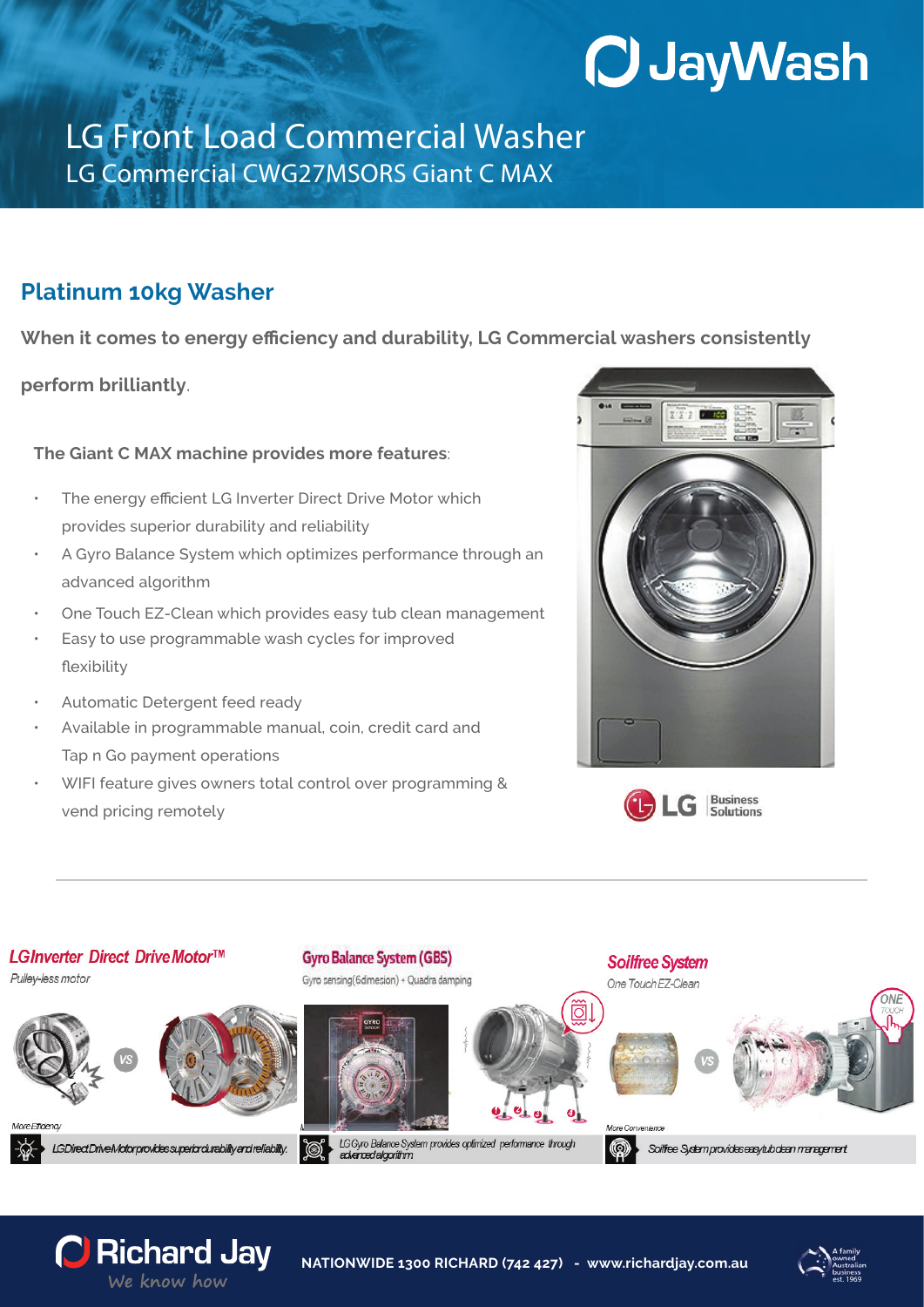# LG Front Load Commercial Washer

## LG Commercial CWG27MSORS Giant C MAX

## Platinum 10kg Washer

**When it comes to energy efficiency and durability, LG Commercial washers consistently perform brilliantly**.

**The Giant C MAX machine provides more features**:

- The energy efficient LG Inverter Direct Drive Motor which provides superior durability and reliability
- A Gyro Balance System which optimizes performance through an advanced algorithm
- One Touch EZ-Clean which provides easy tub clean management
- Easy to use programmable wash cycles for improved flexibility
- Automatic Detergent feed ready
- Available in programmable manual, coin, credit card and Tap n Go payment operations
- WIFI feature gives owners total control over programming & vend pricing remotely

---

### LG Inverter Direct Drive Motor™

Pulley-less motor

More Efficiency

LG Direct Drive Motor provides superior durability and reliability.

### Gyro Balance System (GBS)

Gyro sensing(6dimesion) + Quadra damping

LG Gyro Balance System provides optimized performance through advanced algorithm

### Soilfree System

One Touch EZ-Clean

More Convenience

Soilfree System provides easy tub clean management

NATIONWIDE 1300 RICHARD (742 427) - www.richardjay.com.au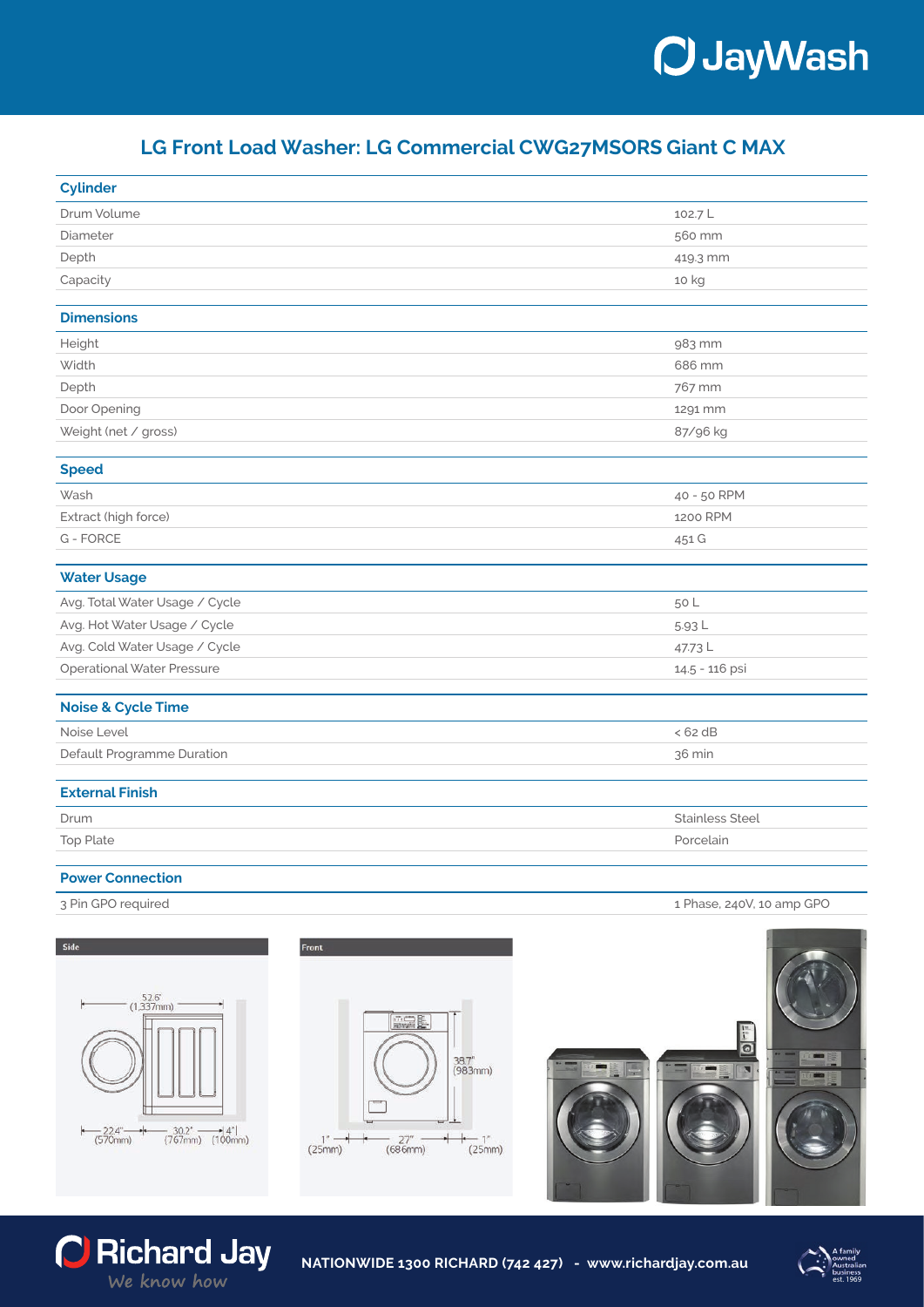## LG Front Load Washer: LG Commercial CWG27MSORS Giant C MAX

| | |
|---|---|
| **Cylinder** | |
| Drum Volume | 102.7 L |
| Diameter | 560 mm |
| Depth | 419.3 mm |
| Capacity | 10 kg |
| **Dimensions** | |
| Height | 983 mm |
| Width | 686 mm |
| Depth | 767 mm |
| Door Opening | 1291 mm |
| Weight (net / gross) | 87/96 kg |
| **Speed** | |
| Wash | 40 - 50 RPM |
| Extract (high force) | 1200 RPM |
| G - FORCE | 451 G |
| **Water Usage** | |
| Avg. Total Water Usage / Cycle | 50 L |
| Avg. Hot Water Usage / Cycle | 5.93 L |
| Avg. Cold Water Usage / Cycle | 47.73 L |
| Operational Water Pressure | 14.5 - 116 psi |
| **Noise & Cycle Time** | |
| Noise Level | < 62 dB |
| Default Programme Duration | 36 min |
| **External Finish** | |
| Drum | Stainless Steel |
| Top Plate | Porcelain |
| **Power Connection** | |
| 3 Pin GPO required | 1 Phase, 240V, 10 amp GPO |

Side

52.6" (1,337mm)

22.4" (570mm)

30.2" (767mm)

4" (100mm)

Front

38.7" (983mm)

1" (25mm)

27" (686mm)

1" (25mm)

NATIONWIDE 1300 RICHARD (742 427) - www.richardjay.com.au